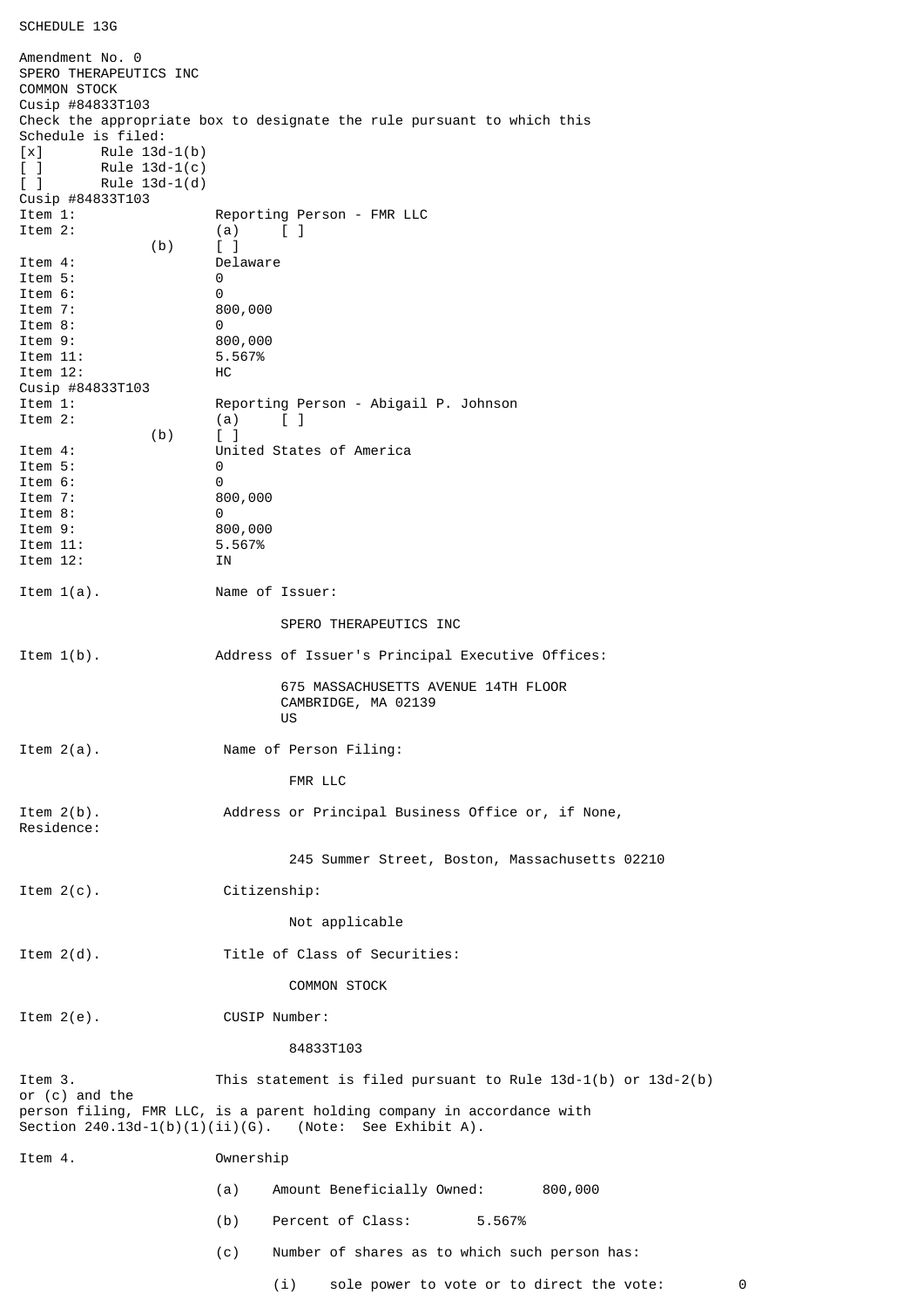SCHEDULE 13G

Amendment No. 0
SPERO THERAPEUTICS INC
COMMON STOCK
Cusip #84833T103
Check the appropriate box to designate the rule pursuant to which this Schedule is filed:
[x] Rule 13d-1(b)
[ ] Rule 13d-1(c)
[ ] Rule 13d-1(d)

Cusip #84833T103

| | |
|---|---|
| Item 1: | Reporting Person - FMR LLC |
| Item 2: | (a) [ ] |
| (b) | [ ] |
| Item 4: | Delaware |
| Item 5: | 0 |
| Item 6: | 0 |
| Item 7: | 800,000 |
| Item 8: | 0 |
| Item 9: | 800,000 |
| Item 11: | 5.567% |
| Item 12: | HC |

Cusip #84833T103

| | |
|---|---|
| Item 1: | Reporting Person - Abigail P. Johnson |
| Item 2: | (a) [ ] |
| (b) | [ ] |
| Item 4: | United States of America |
| Item 5: | 0 |
| Item 6: | 0 |
| Item 7: | 800,000 |
| Item 8: | 0 |
| Item 9: | 800,000 |
| Item 11: | 5.567% |
| Item 12: | IN |

Item 1(a). Name of Issuer:

SPERO THERAPEUTICS INC

Item 1(b). Address of Issuer's Principal Executive Offices:

675 MASSACHUSETTS AVENUE 14TH FLOOR
CAMBRIDGE, MA 02139
US

Item 2(a). Name of Person Filing:

FMR LLC

Item 2(b). Address or Principal Business Office or, if None, Residence:

245 Summer Street, Boston, Massachusetts 02210

Item 2(c). Citizenship:

Not applicable

Item 2(d). Title of Class of Securities:

COMMON STOCK

Item 2(e). CUSIP Number:

84833T103

Item 3. This statement is filed pursuant to Rule 13d-1(b) or 13d-2(b) or (c) and the person filing, FMR LLC, is a parent holding company in accordance with Section 240.13d-1(b)(1)(ii)(G). (Note: See Exhibit A).

Item 4. Ownership

(a) Amount Beneficially Owned: 800,000

(b) Percent of Class: 5.567%

(c) Number of shares as to which such person has:

(i) sole power to vote or to direct the vote: 0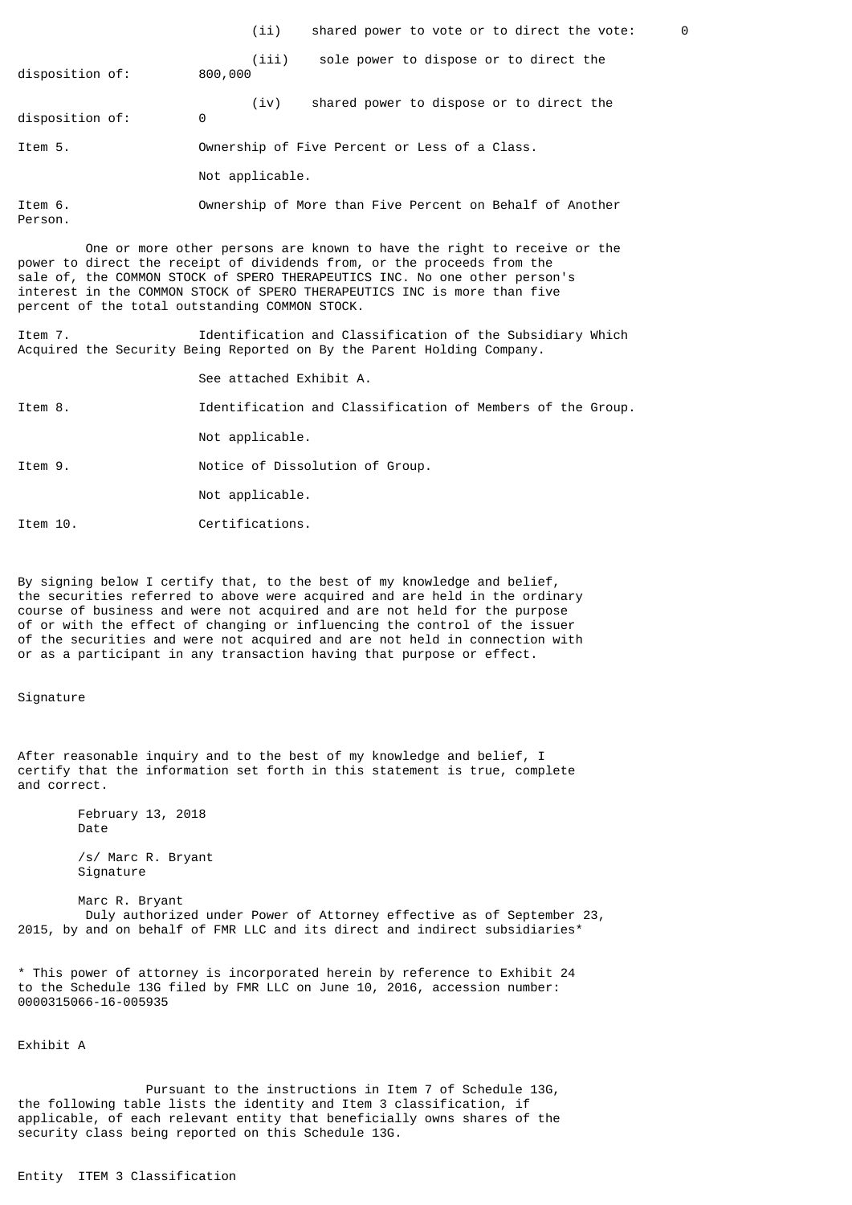(ii) shared power to vote or to direct the vote: 0

(iii) sole power to dispose or to direct the disposition of: 800,000

(iv) shared power to dispose or to direct the disposition of: 0

Item 5. Ownership of Five Percent or Less of a Class.

Not applicable.

Item 6. Ownership of More than Five Percent on Behalf of Another Person.

One or more other persons are known to have the right to receive or the power to direct the receipt of dividends from, or the proceeds from the sale of, the COMMON STOCK of SPERO THERAPEUTICS INC. No one other person's interest in the COMMON STOCK of SPERO THERAPEUTICS INC is more than five percent of the total outstanding COMMON STOCK.

Item 7. Identification and Classification of the Subsidiary Which Acquired the Security Being Reported on By the Parent Holding Company.

See attached Exhibit A.

Item 8. Identification and Classification of Members of the Group.

Not applicable.

Item 9. Notice of Dissolution of Group.

Not applicable.

Item 10. Certifications.

By signing below I certify that, to the best of my knowledge and belief, the securities referred to above were acquired and are held in the ordinary course of business and were not acquired and are not held for the purpose of or with the effect of changing or influencing the control of the issuer of the securities and were not acquired and are not held in connection with or as a participant in any transaction having that purpose or effect.

Signature

After reasonable inquiry and to the best of my knowledge and belief, I certify that the information set forth in this statement is true, complete and correct.

February 13, 2018
Date

/s/ Marc R. Bryant
Signature

Marc R. Bryant
Duly authorized under Power of Attorney effective as of September 23, 2015, by and on behalf of FMR LLC and its direct and indirect subsidiaries*

* This power of attorney is incorporated herein by reference to Exhibit 24 to the Schedule 13G filed by FMR LLC on June 10, 2016, accession number: 0000315066-16-005935

Exhibit A

Pursuant to the instructions in Item 7 of Schedule 13G, the following table lists the identity and Item 3 classification, if applicable, of each relevant entity that beneficially owns shares of the security class being reported on this Schedule 13G.

Entity ITEM 3 Classification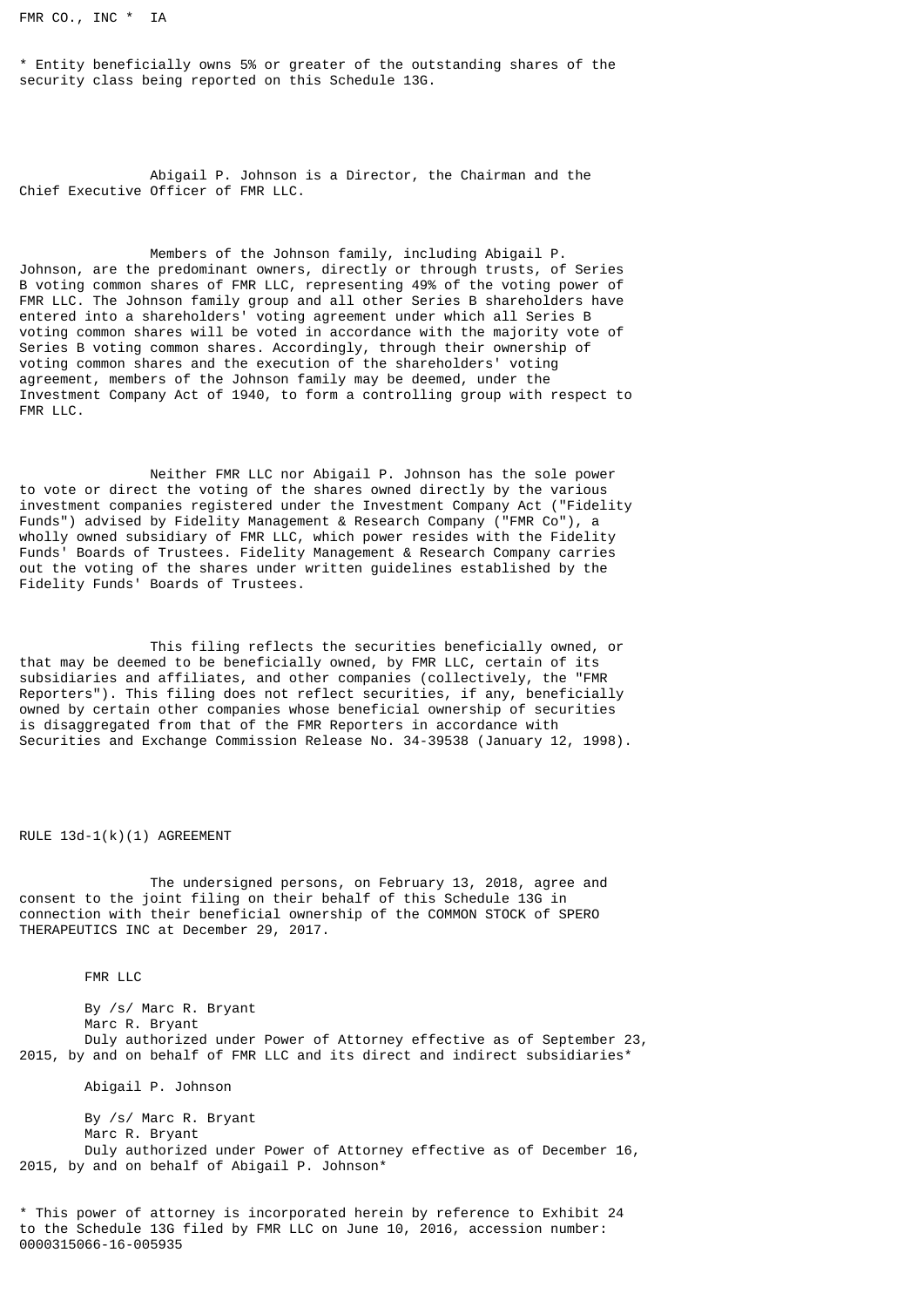FMR CO., INC * IA

* Entity beneficially owns 5% or greater of the outstanding shares of the security class being reported on this Schedule 13G.

Abigail P. Johnson is a Director, the Chairman and the Chief Executive Officer of FMR LLC.

Members of the Johnson family, including Abigail P. Johnson, are the predominant owners, directly or through trusts, of Series B voting common shares of FMR LLC, representing 49% of the voting power of FMR LLC. The Johnson family group and all other Series B shareholders have entered into a shareholders' voting agreement under which all Series B voting common shares will be voted in accordance with the majority vote of Series B voting common shares. Accordingly, through their ownership of voting common shares and the execution of the shareholders' voting agreement, members of the Johnson family may be deemed, under the Investment Company Act of 1940, to form a controlling group with respect to FMR LLC.

Neither FMR LLC nor Abigail P. Johnson has the sole power to vote or direct the voting of the shares owned directly by the various investment companies registered under the Investment Company Act ("Fidelity Funds") advised by Fidelity Management & Research Company ("FMR Co"), a wholly owned subsidiary of FMR LLC, which power resides with the Fidelity Funds' Boards of Trustees. Fidelity Management & Research Company carries out the voting of the shares under written guidelines established by the Fidelity Funds' Boards of Trustees.

This filing reflects the securities beneficially owned, or that may be deemed to be beneficially owned, by FMR LLC, certain of its subsidiaries and affiliates, and other companies (collectively, the "FMR Reporters"). This filing does not reflect securities, if any, beneficially owned by certain other companies whose beneficial ownership of securities is disaggregated from that of the FMR Reporters in accordance with Securities and Exchange Commission Release No. 34-39538 (January 12, 1998).

RULE 13d-1(k)(1) AGREEMENT

The undersigned persons, on February 13, 2018, agree and consent to the joint filing on their behalf of this Schedule 13G in connection with their beneficial ownership of the COMMON STOCK of SPERO THERAPEUTICS INC at December 29, 2017.

FMR LLC

By /s/ Marc R. Bryant
Marc R. Bryant
Duly authorized under Power of Attorney effective as of September 23, 2015, by and on behalf of FMR LLC and its direct and indirect subsidiaries*

Abigail P. Johnson

By /s/ Marc R. Bryant
Marc R. Bryant
Duly authorized under Power of Attorney effective as of December 16, 2015, by and on behalf of Abigail P. Johnson*

* This power of attorney is incorporated herein by reference to Exhibit 24 to the Schedule 13G filed by FMR LLC on June 10, 2016, accession number: 0000315066-16-005935